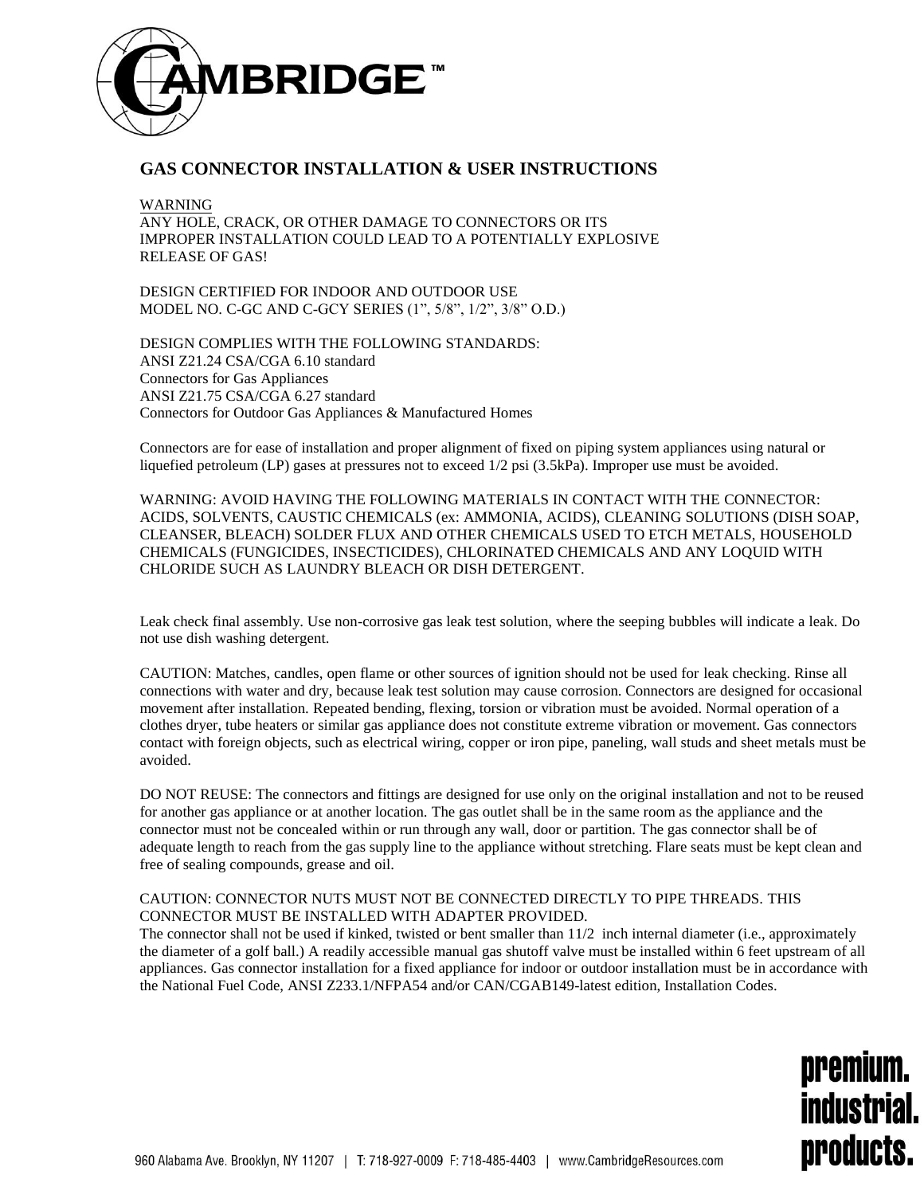CAMBRIDGE™

# GAS CONNECTOR INSTALLATION & USER INSTRUCTIONS

WARNING
ANY HOLE, CRACK, OR OTHER DAMAGE TO CONNECTORS OR ITS IMPROPER INSTALLATION COULD LEAD TO A POTENTIALLY EXPLOSIVE RELEASE OF GAS!

DESIGN CERTIFIED FOR INDOOR AND OUTDOOR USE
MODEL NO. C-GC AND C-GCY SERIES (1", 5/8", 1/2", 3/8" O.D.)

DESIGN COMPLIES WITH THE FOLLOWING STANDARDS:
ANSI Z21.24 CSA/CGA 6.10 standard
Connectors for Gas Appliances
ANSI Z21.75 CSA/CGA 6.27 standard
Connectors for Outdoor Gas Appliances & Manufactured Homes

Connectors are for ease of installation and proper alignment of fixed on piping system appliances using natural or liquefied petroleum (LP) gases at pressures not to exceed 1/2 psi (3.5kPa). Improper use must be avoided.

WARNING: AVOID HAVING THE FOLLOWING MATERIALS IN CONTACT WITH THE CONNECTOR: ACIDS, SOLVENTS, CAUSTIC CHEMICALS (ex: AMMONIA, ACIDS), CLEANING SOLUTIONS (DISH SOAP, CLEANSER, BLEACH) SOLDER FLUX AND OTHER CHEMICALS USED TO ETCH METALS, HOUSEHOLD CHEMICALS (FUNGICIDES, INSECTICIDES), CHLORINATED CHEMICALS AND ANY LOQUID WITH CHLORIDE SUCH AS LAUNDRY BLEACH OR DISH DETERGENT.

Leak check final assembly. Use non-corrosive gas leak test solution, where the seeping bubbles will indicate a leak. Do not use dish washing detergent.

CAUTION: Matches, candles, open flame or other sources of ignition should not be used for leak checking. Rinse all connections with water and dry, because leak test solution may cause corrosion. Connectors are designed for occasional movement after installation. Repeated bending, flexing, torsion or vibration must be avoided. Normal operation of a clothes dryer, tube heaters or similar gas appliance does not constitute extreme vibration or movement. Gas connectors contact with foreign objects, such as electrical wiring, copper or iron pipe, paneling, wall studs and sheet metals must be avoided.

DO NOT REUSE: The connectors and fittings are designed for use only on the original installation and not to be reused for another gas appliance or at another location. The gas outlet shall be in the same room as the appliance and the connector must not be concealed within or run through any wall, door or partition. The gas connector shall be of adequate length to reach from the gas supply line to the appliance without stretching. Flare seats must be kept clean and free of sealing compounds, grease and oil.

CAUTION: CONNECTOR NUTS MUST NOT BE CONNECTED DIRECTLY TO PIPE THREADS. THIS CONNECTOR MUST BE INSTALLED WITH ADAPTER PROVIDED.
The connector shall not be used if kinked, twisted or bent smaller than 11/2 inch internal diameter (i.e., approximately the diameter of a golf ball.) A readily accessible manual gas shutoff valve must be installed within 6 feet upstream of all appliances. Gas connector installation for a fixed appliance for indoor or outdoor installation must be in accordance with the National Fuel Code, ANSI Z233.1/NFPA54 and/or CAN/CGAB149-latest edition, Installation Codes.

premium.
industrial.
products.

960 Alabama Ave. Brooklyn, NY 11207 | T: 718-927-0009 F: 718-485-4403 | www.CambridgeResources.com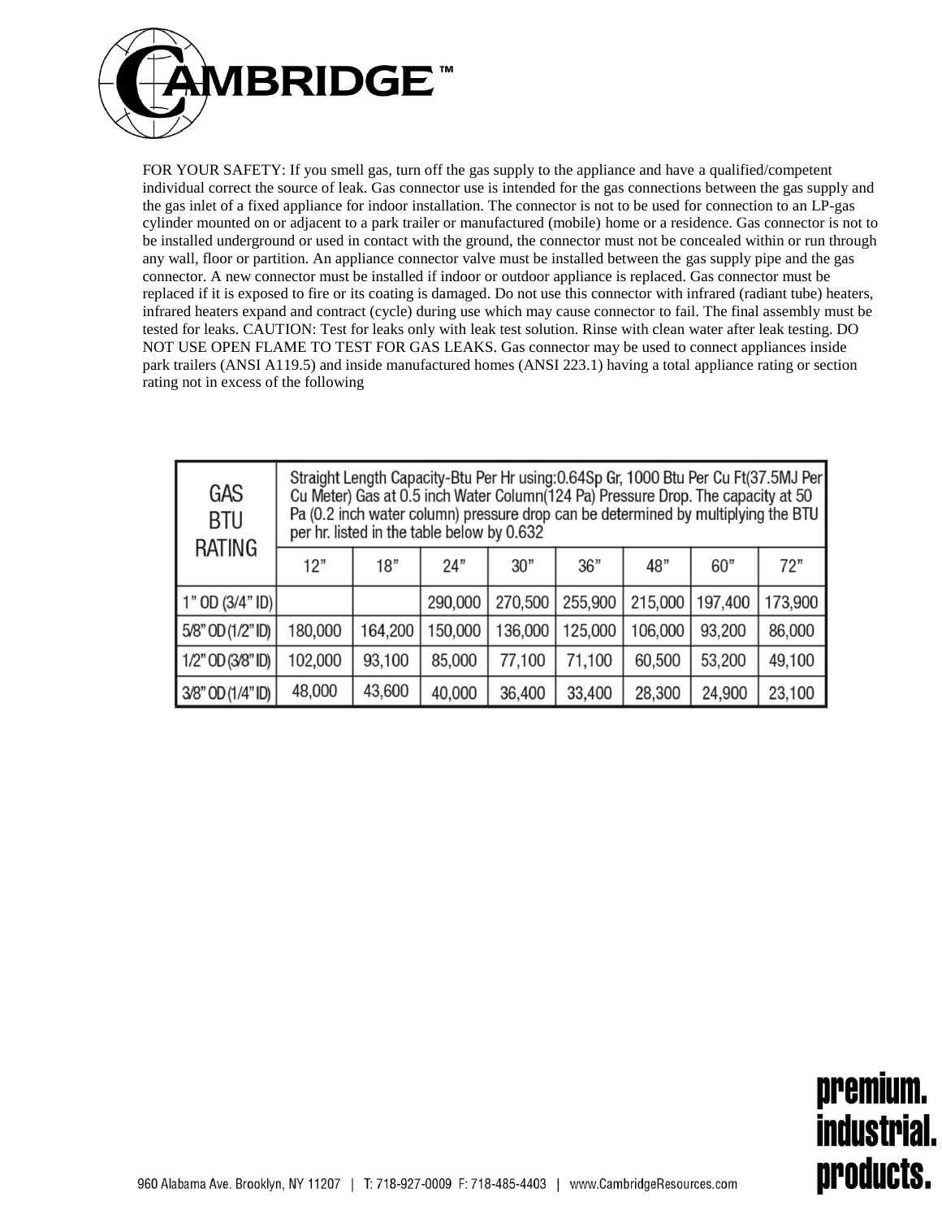# CAMBRIDGE™

FOR YOUR SAFETY: If you smell gas, turn off the gas supply to the appliance and have a qualified/competent individual correct the source of leak. Gas connector use is intended for the gas connections between the gas supply and the gas inlet of a fixed appliance for indoor installation. The connector is not to be used for connection to an LP-gas cylinder mounted on or adjacent to a park trailer or manufactured (mobile) home or a residence. Gas connector is not to be installed underground or used in contact with the ground, the connector must not be concealed within or run through any wall, floor or partition. An appliance connector valve must be installed between the gas supply pipe and the gas connector. A new connector must be installed if indoor or outdoor appliance is replaced. Gas connector must be replaced if it is exposed to fire or its coating is damaged. Do not use this connector with infrared (radiant tube) heaters, infrared heaters expand and contract (cycle) during use which may cause connector to fail. The final assembly must be tested for leaks. CAUTION: Test for leaks only with leak test solution. Rinse with clean water after leak testing. DO NOT USE OPEN FLAME TO TEST FOR GAS LEAKS. Gas connector may be used to connect appliances inside park trailers (ANSI A119.5) and inside manufactured homes (ANSI 223.1) having a total appliance rating or section rating not in excess of the following

| GAS BTU RATING | Straight Length Capacity-Btu Per Hr using:0.64Sp Gr, 1000 Btu Per Cu Ft(37.5MJ Per Cu Meter) Gas at 0.5 inch Water Column(124 Pa) Pressure Drop. The capacity at 50 Pa (0.2 inch water column) pressure drop can be determined by multiplying the BTU per hr. listed in the table below by 0.632 | | | | | | | |
|---|---|---|---|---|---|---|---|---|
| | 12" | 18" | 24" | 30" | 36" | 48" | 60" | 72" |
| 1" OD (3/4" ID) | | | 290,000 | 270,500 | 255,900 | 215,000 | 197,400 | 173,900 |
| 5/8" OD (1/2" ID) | 180,000 | 164,200 | 150,000 | 136,000 | 125,000 | 106,000 | 93,200 | 86,000 |
| 1/2" OD (3/8" ID) | 102,000 | 93,100 | 85,000 | 77,100 | 71,100 | 60,500 | 53,200 | 49,100 |
| 3/8" OD (1/4" ID) | 48,000 | 43,600 | 40,000 | 36,400 | 33,400 | 28,300 | 24,900 | 23,100 |

premium.
industrial.
products.

960 Alabama Ave. Brooklyn, NY 11207 | T: 718-927-0009 F: 718-485-4403 | www.CambridgeResources.com